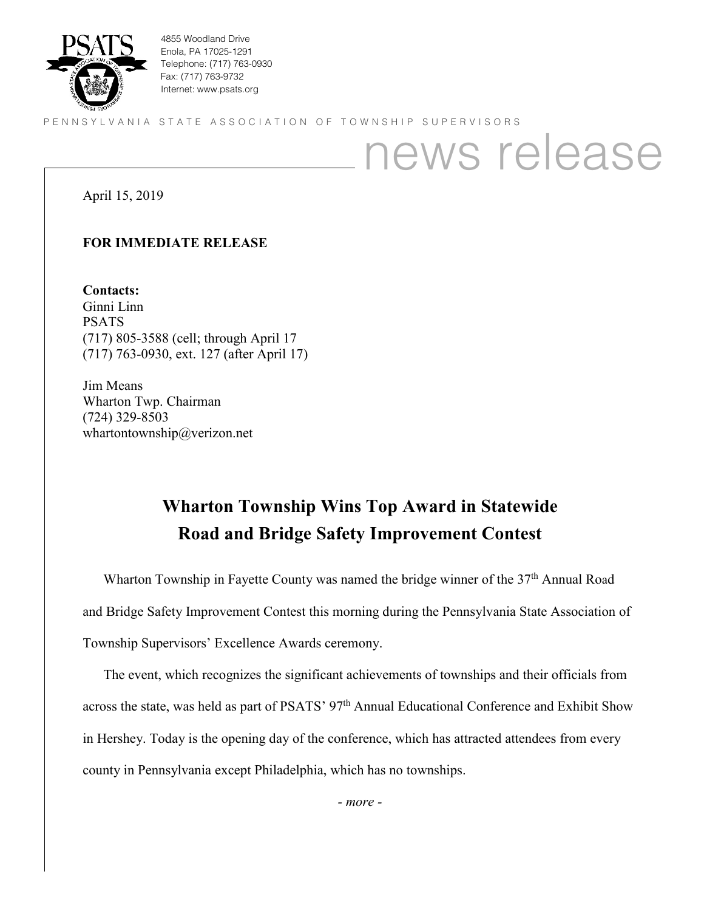PSATS

4855 Woodland Drive
Enola, PA 17025-1291
Telephone: (717) 763-0930
Fax: (717) 763-9732
Internet: www.psats.org

PENNSYLVANIA STATE ASSOCIATION OF TOWNSHIP SUPERVISORS

news release

April 15, 2019

**FOR IMMEDIATE RELEASE**

**Contacts:**
Ginni Linn
PSATS
(717) 805-3588 (cell; through April 17
(717) 763-0930, ext. 127 (after April 17)

Jim Means
Wharton Twp. Chairman
(724) 329-8503
whartontownship@verizon.net

# Wharton Township Wins Top Award in Statewide Road and Bridge Safety Improvement Contest

Wharton Township in Fayette County was named the bridge winner of the 37th Annual Road and Bridge Safety Improvement Contest this morning during the Pennsylvania State Association of Township Supervisors' Excellence Awards ceremony.

The event, which recognizes the significant achievements of townships and their officials from across the state, was held as part of PSATS' 97th Annual Educational Conference and Exhibit Show in Hershey. Today is the opening day of the conference, which has attracted attendees from every county in Pennsylvania except Philadelphia, which has no townships.

*- more -*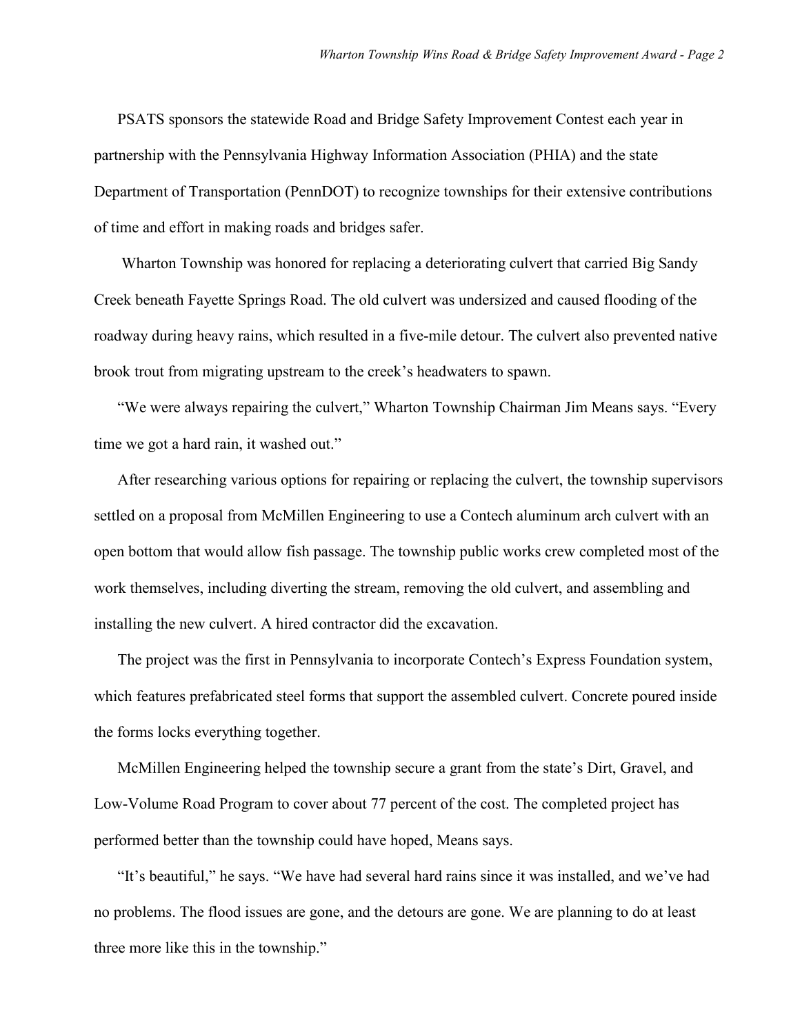PSATS sponsors the statewide Road and Bridge Safety Improvement Contest each year in partnership with the Pennsylvania Highway Information Association (PHIA) and the state Department of Transportation (PennDOT) to recognize townships for their extensive contributions of time and effort in making roads and bridges safer.

Wharton Township was honored for replacing a deteriorating culvert that carried Big Sandy Creek beneath Fayette Springs Road. The old culvert was undersized and caused flooding of the roadway during heavy rains, which resulted in a five-mile detour. The culvert also prevented native brook trout from migrating upstream to the creek's headwaters to spawn.

"We were always repairing the culvert," Wharton Township Chairman Jim Means says. "Every time we got a hard rain, it washed out."

After researching various options for repairing or replacing the culvert, the township supervisors settled on a proposal from McMillen Engineering to use a Contech aluminum arch culvert with an open bottom that would allow fish passage. The township public works crew completed most of the work themselves, including diverting the stream, removing the old culvert, and assembling and installing the new culvert. A hired contractor did the excavation.

The project was the first in Pennsylvania to incorporate Contech's Express Foundation system, which features prefabricated steel forms that support the assembled culvert. Concrete poured inside the forms locks everything together.

McMillen Engineering helped the township secure a grant from the state's Dirt, Gravel, and Low-Volume Road Program to cover about 77 percent of the cost. The completed project has performed better than the township could have hoped, Means says.

"It's beautiful," he says. "We have had several hard rains since it was installed, and we've had no problems. The flood issues are gone, and the detours are gone. We are planning to do at least three more like this in the township."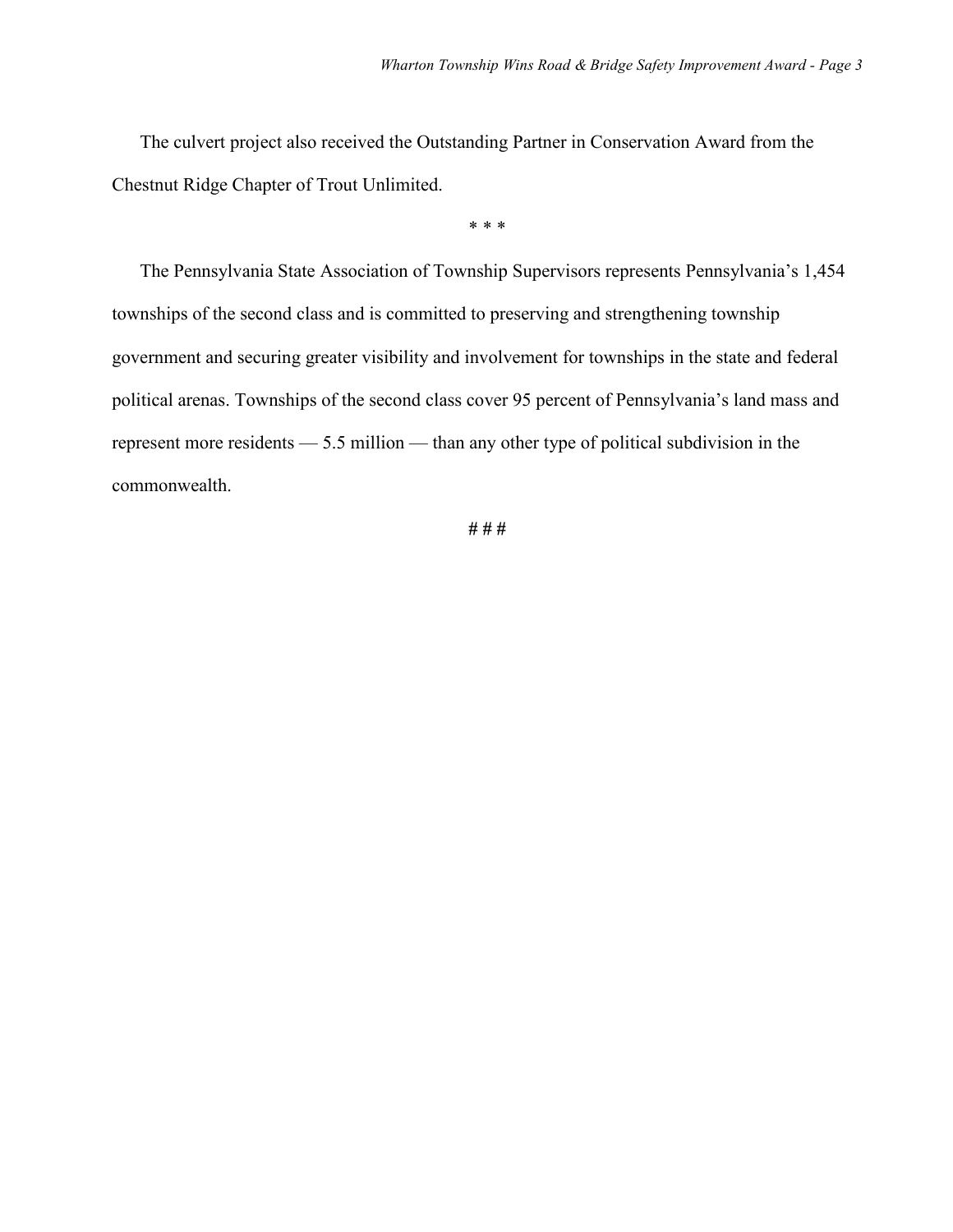The culvert project also received the Outstanding Partner in Conservation Award from the Chestnut Ridge Chapter of Trout Unlimited.

* * *

The Pennsylvania State Association of Township Supervisors represents Pennsylvania's 1,454 townships of the second class and is committed to preserving and strengthening township government and securing greater visibility and involvement for townships in the state and federal political arenas. Townships of the second class cover 95 percent of Pennsylvania's land mass and represent more residents — 5.5 million — than any other type of political subdivision in the commonwealth.

# # #